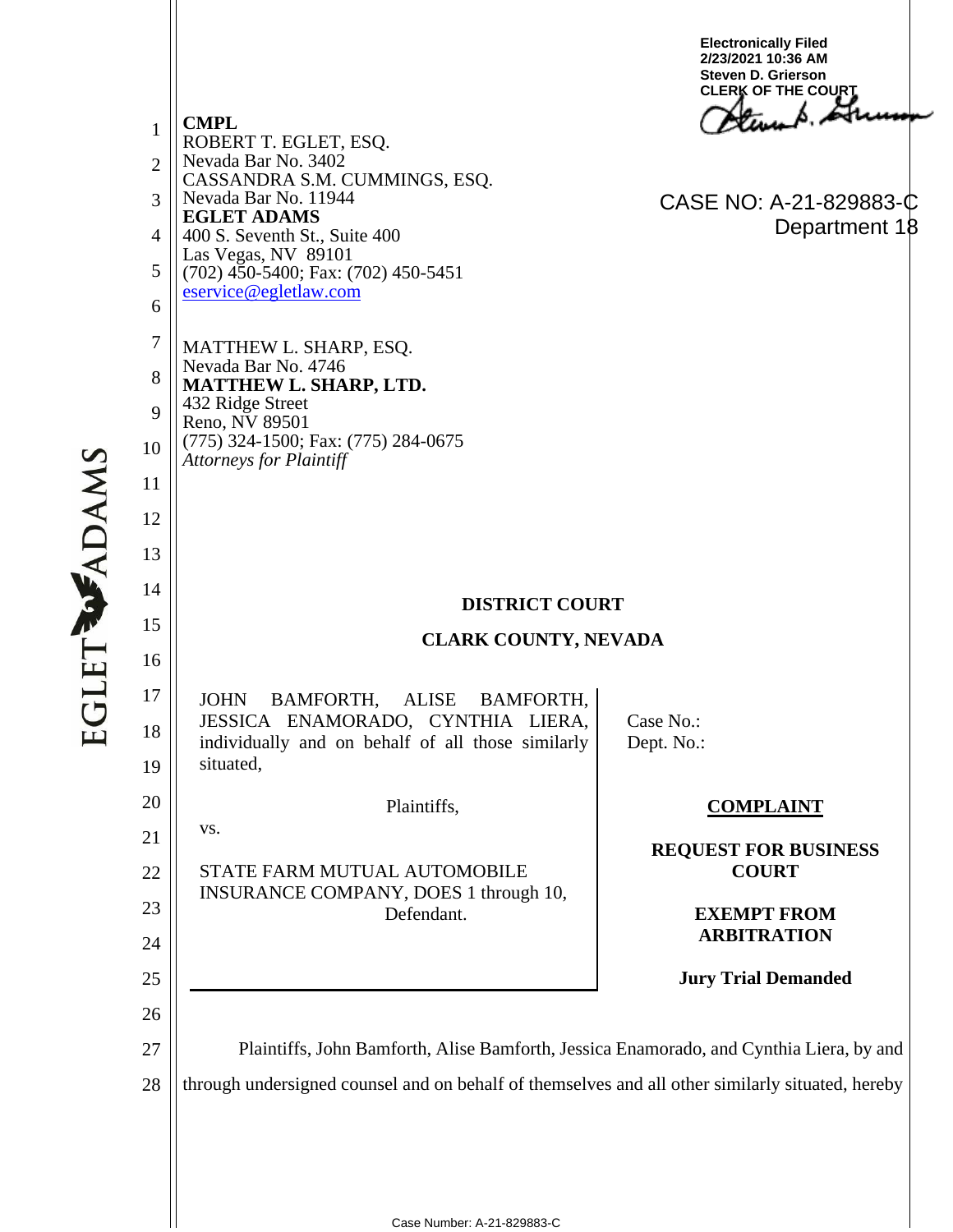Electronically Filed
2/23/2021 10:36 AM
Steven D. Grierson
CLERK OF THE COURT

CASE NO: A-21-829883-C
Department 18

**CMPL**
ROBERT T. EGLET, ESQ.
Nevada Bar No. 3402
CASSANDRA S.M. CUMMINGS, ESQ.
Nevada Bar No. 11944
**EGLET ADAMS**
400 S. Seventh St., Suite 400
Las Vegas, NV 89101
(702) 450-5400; Fax: (702) 450-5451
eservice@egletlaw.com

MATTHEW L. SHARP, ESQ.
Nevada Bar No. 4746
**MATTHEW L. SHARP, LTD.**
432 Ridge Street
Reno, NV 89501
(775) 324-1500; Fax: (775) 284-0675
*Attorneys for Plaintiff*

**DISTRICT COURT**

**CLARK COUNTY, NEVADA**

JOHN BAMFORTH, ALISE BAMFORTH, JESSICA ENAMORADO, CYNTHIA LIERA, individually and on behalf of all those similarly situated,

Plaintiffs,

vs.

STATE FARM MUTUAL AUTOMOBILE INSURANCE COMPANY, DOES 1 through 10,
Defendant.

Case No.:
Dept. No.:

**COMPLAINT**

**REQUEST FOR BUSINESS COURT**

**EXEMPT FROM ARBITRATION**

**Jury Trial Demanded**

Plaintiffs, John Bamforth, Alise Bamforth, Jessica Enamorado, and Cynthia Liera, by and through undersigned counsel and on behalf of themselves and all other similarly situated, hereby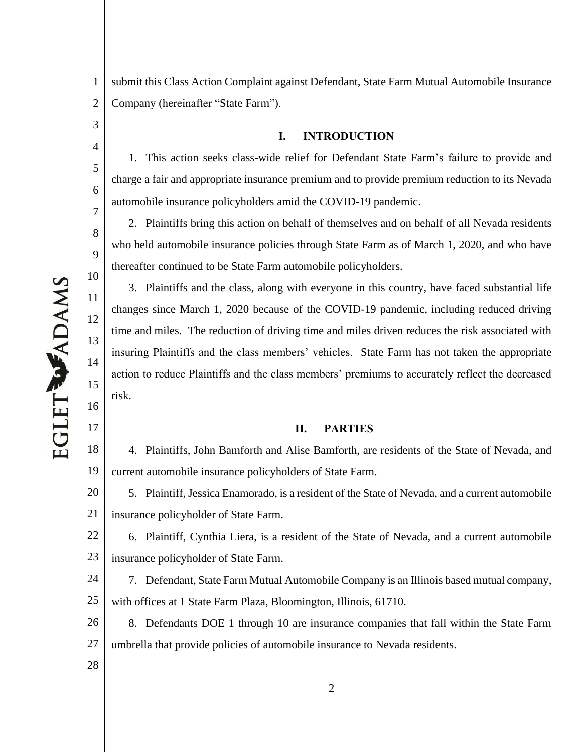submit this Class Action Complaint against Defendant, State Farm Mutual Automobile Insurance Company (hereinafter "State Farm").

## I. INTRODUCTION

1. This action seeks class-wide relief for Defendant State Farm's failure to provide and charge a fair and appropriate insurance premium and to provide premium reduction to its Nevada automobile insurance policyholders amid the COVID-19 pandemic.

2. Plaintiffs bring this action on behalf of themselves and on behalf of all Nevada residents who held automobile insurance policies through State Farm as of March 1, 2020, and who have thereafter continued to be State Farm automobile policyholders.

3. Plaintiffs and the class, along with everyone in this country, have faced substantial life changes since March 1, 2020 because of the COVID-19 pandemic, including reduced driving time and miles. The reduction of driving time and miles driven reduces the risk associated with insuring Plaintiffs and the class members' vehicles. State Farm has not taken the appropriate action to reduce Plaintiffs and the class members' premiums to accurately reflect the decreased risk.

## II. PARTIES

4. Plaintiffs, John Bamforth and Alise Bamforth, are residents of the State of Nevada, and current automobile insurance policyholders of State Farm.

5. Plaintiff, Jessica Enamorado, is a resident of the State of Nevada, and a current automobile insurance policyholder of State Farm.

6. Plaintiff, Cynthia Liera, is a resident of the State of Nevada, and a current automobile insurance policyholder of State Farm.

7. Defendant, State Farm Mutual Automobile Company is an Illinois based mutual company, with offices at 1 State Farm Plaza, Bloomington, Illinois, 61710.

8. Defendants DOE 1 through 10 are insurance companies that fall within the State Farm umbrella that provide policies of automobile insurance to Nevada residents.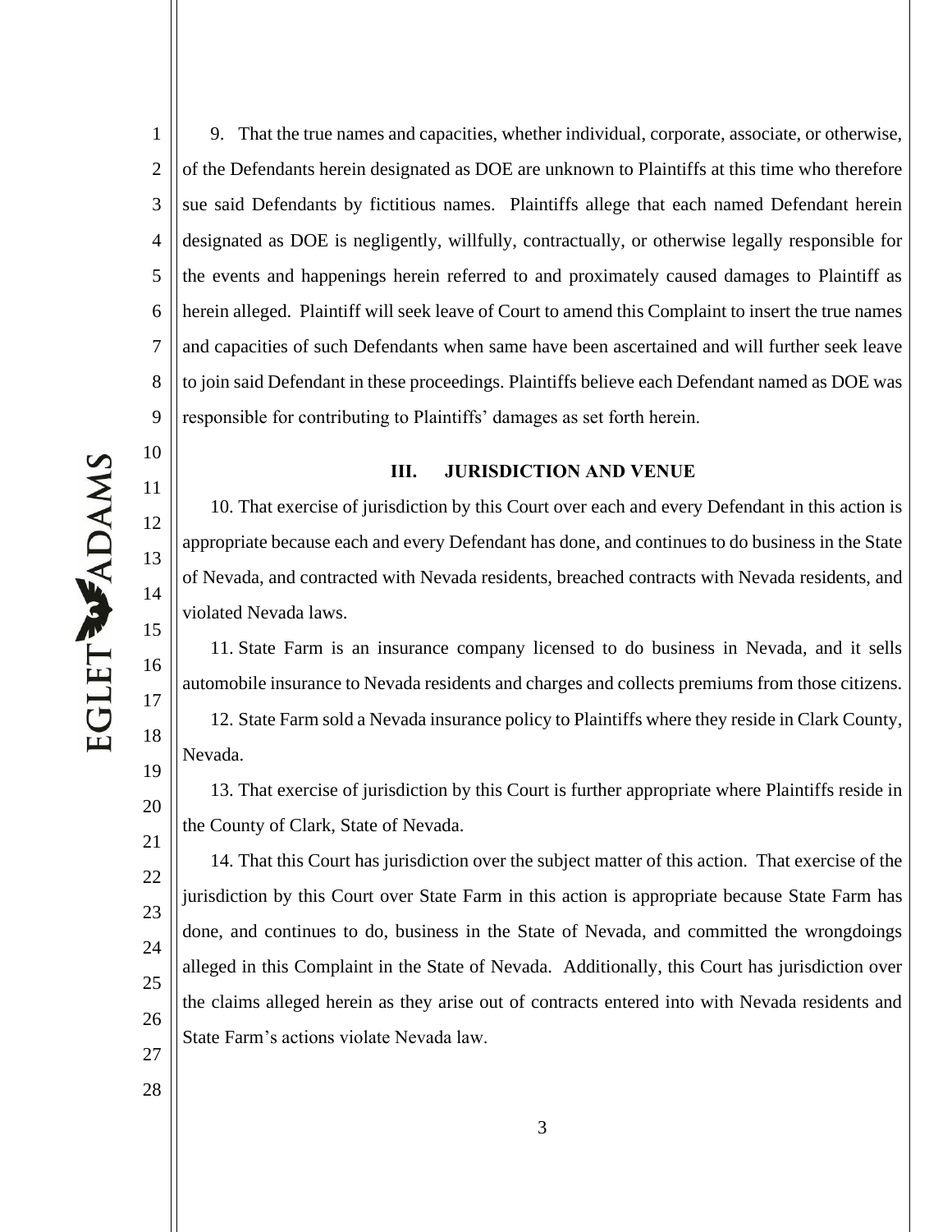9. That the true names and capacities, whether individual, corporate, associate, or otherwise, of the Defendants herein designated as DOE are unknown to Plaintiffs at this time who therefore sue said Defendants by fictitious names. Plaintiffs allege that each named Defendant herein designated as DOE is negligently, willfully, contractually, or otherwise legally responsible for the events and happenings herein referred to and proximately caused damages to Plaintiff as herein alleged. Plaintiff will seek leave of Court to amend this Complaint to insert the true names and capacities of such Defendants when same have been ascertained and will further seek leave to join said Defendant in these proceedings. Plaintiffs believe each Defendant named as DOE was responsible for contributing to Plaintiffs' damages as set forth herein.

## III. JURISDICTION AND VENUE

10. That exercise of jurisdiction by this Court over each and every Defendant in this action is appropriate because each and every Defendant has done, and continues to do business in the State of Nevada, and contracted with Nevada residents, breached contracts with Nevada residents, and violated Nevada laws.

11. State Farm is an insurance company licensed to do business in Nevada, and it sells automobile insurance to Nevada residents and charges and collects premiums from those citizens.

12. State Farm sold a Nevada insurance policy to Plaintiffs where they reside in Clark County, Nevada.

13. That exercise of jurisdiction by this Court is further appropriate where Plaintiffs reside in the County of Clark, State of Nevada.

14. That this Court has jurisdiction over the subject matter of this action. That exercise of the jurisdiction by this Court over State Farm in this action is appropriate because State Farm has done, and continues to do, business in the State of Nevada, and committed the wrongdoings alleged in this Complaint in the State of Nevada. Additionally, this Court has jurisdiction over the claims alleged herein as they arise out of contracts entered into with Nevada residents and State Farm's actions violate Nevada law.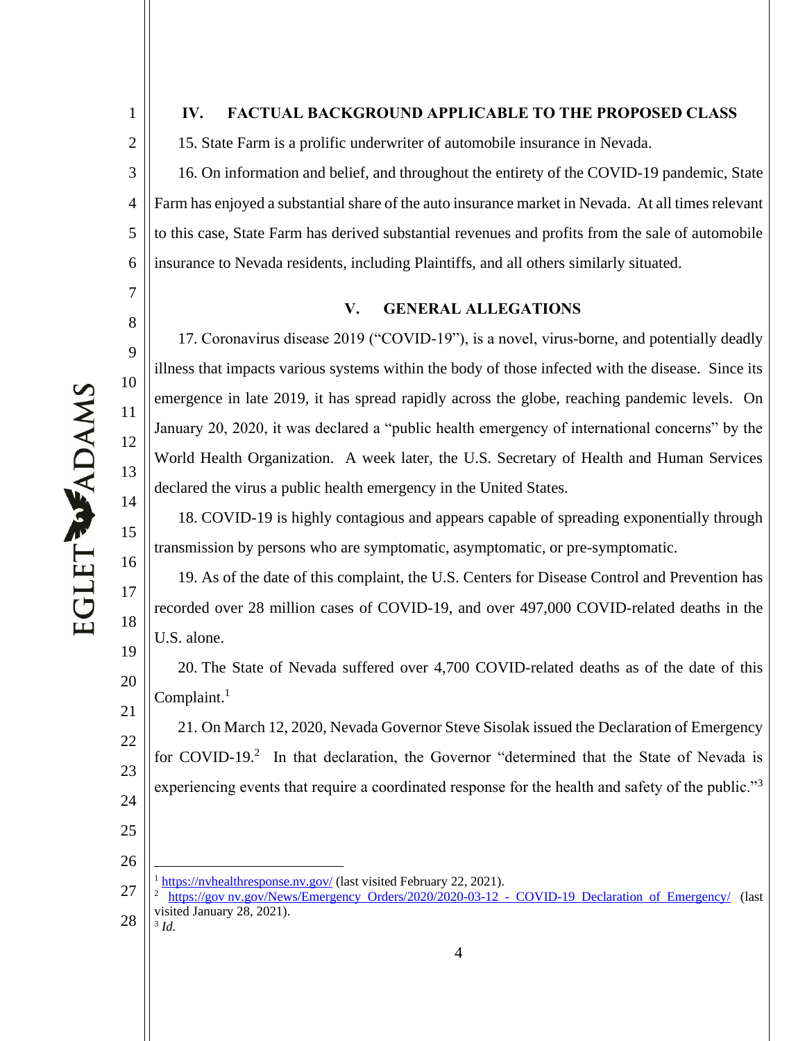## IV. FACTUAL BACKGROUND APPLICABLE TO THE PROPOSED CLASS

15. State Farm is a prolific underwriter of automobile insurance in Nevada.

16. On information and belief, and throughout the entirety of the COVID-19 pandemic, State Farm has enjoyed a substantial share of the auto insurance market in Nevada. At all times relevant to this case, State Farm has derived substantial revenues and profits from the sale of automobile insurance to Nevada residents, including Plaintiffs, and all others similarly situated.

## V. GENERAL ALLEGATIONS

17. Coronavirus disease 2019 ("COVID-19"), is a novel, virus-borne, and potentially deadly illness that impacts various systems within the body of those infected with the disease. Since its emergence in late 2019, it has spread rapidly across the globe, reaching pandemic levels. On January 20, 2020, it was declared a "public health emergency of international concerns" by the World Health Organization. A week later, the U.S. Secretary of Health and Human Services declared the virus a public health emergency in the United States.

18. COVID-19 is highly contagious and appears capable of spreading exponentially through transmission by persons who are symptomatic, asymptomatic, or pre-symptomatic.

19. As of the date of this complaint, the U.S. Centers for Disease Control and Prevention has recorded over 28 million cases of COVID-19, and over 497,000 COVID-related deaths in the U.S. alone.

20. The State of Nevada suffered over 4,700 COVID-related deaths as of the date of this Complaint.[1]

21. On March 12, 2020, Nevada Governor Steve Sisolak issued the Declaration of Emergency for COVID-19.[2] In that declaration, the Governor "determined that the State of Nevada is experiencing events that require a coordinated response for the health and safety of the public."[3]

---

[1] https://nvhealthresponse.nv.gov/ (last visited February 22, 2021).

[2] https://gov nv.gov/News/Emergency_Orders/2020/2020-03-12_-_COVID-19_Declaration_of_Emergency/ (last visited January 28, 2021).

[3] *Id.*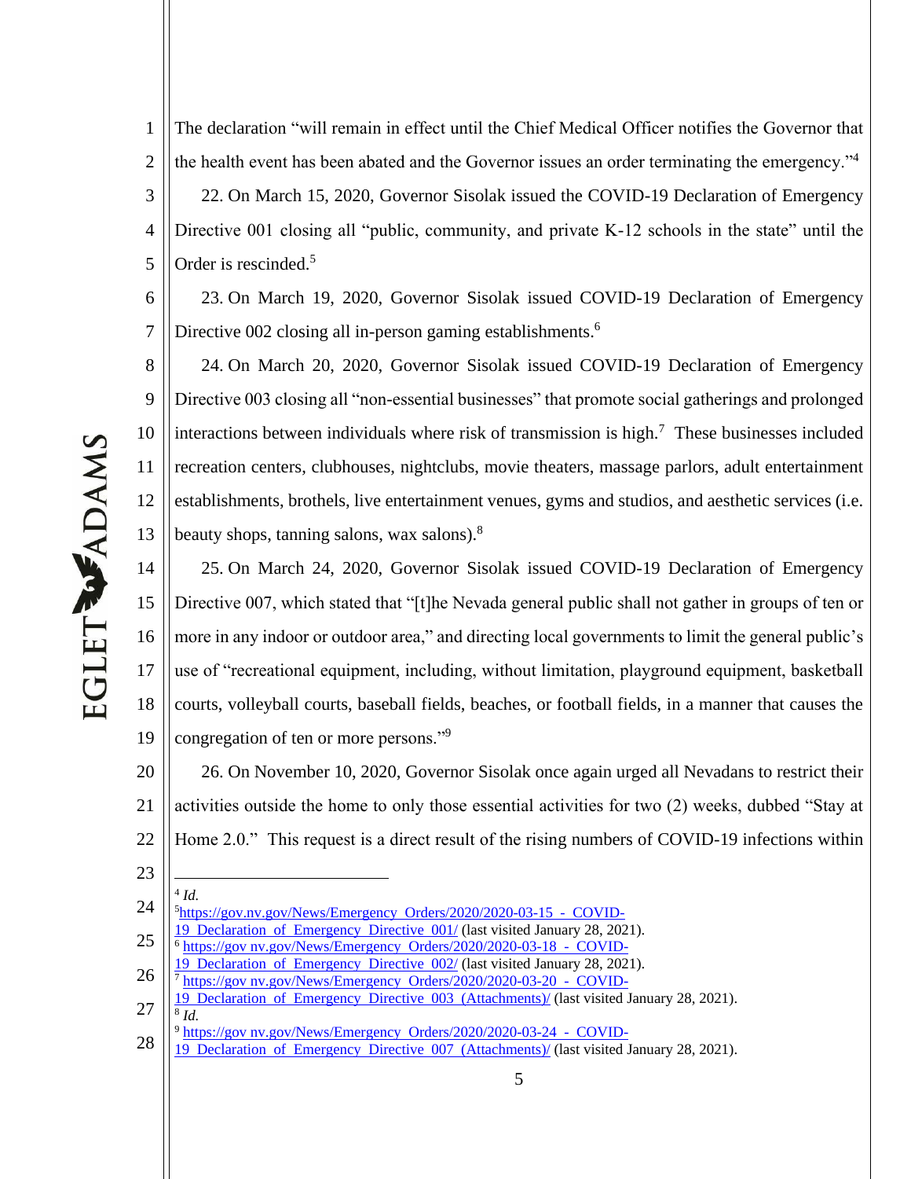The declaration "will remain in effect until the Chief Medical Officer notifies the Governor that the health event has been abated and the Governor issues an order terminating the emergency."[4]

22. On March 15, 2020, Governor Sisolak issued the COVID-19 Declaration of Emergency Directive 001 closing all "public, community, and private K-12 schools in the state" until the Order is rescinded.[5]

23. On March 19, 2020, Governor Sisolak issued COVID-19 Declaration of Emergency Directive 002 closing all in-person gaming establishments.[6]

24. On March 20, 2020, Governor Sisolak issued COVID-19 Declaration of Emergency Directive 003 closing all "non-essential businesses" that promote social gatherings and prolonged interactions between individuals where risk of transmission is high.[7] These businesses included recreation centers, clubhouses, nightclubs, movie theaters, massage parlors, adult entertainment establishments, brothels, live entertainment venues, gyms and studios, and aesthetic services (i.e. beauty shops, tanning salons, wax salons).[8]

25. On March 24, 2020, Governor Sisolak issued COVID-19 Declaration of Emergency Directive 007, which stated that "[t]he Nevada general public shall not gather in groups of ten or more in any indoor or outdoor area," and directing local governments to limit the general public's use of "recreational equipment, including, without limitation, playground equipment, basketball courts, volleyball courts, baseball fields, beaches, or football fields, in a manner that causes the congregation of ten or more persons."[9]

26. On November 10, 2020, Governor Sisolak once again urged all Nevadans to restrict their activities outside the home to only those essential activities for two (2) weeks, dubbed "Stay at Home 2.0." This request is a direct result of the rising numbers of COVID-19 infections within

---

[4] *Id.*

[5] https://gov.nv.gov/News/Emergency_Orders/2020/2020-03-15_-_COVID-19_Declaration_of_Emergency_Directive_001/ (last visited January 28, 2021).

[6] https://gov.nv.gov/News/Emergency_Orders/2020/2020-03-18_-_COVID-19_Declaration_of_Emergency_Directive_002/ (last visited January 28, 2021).

[7] https://gov.nv.gov/News/Emergency_Orders/2020/2020-03-20_-_COVID-19_Declaration_of_Emergency_Directive_003_(Attachments)/ (last visited January 28, 2021).

[8] *Id.*

[9] https://gov.nv.gov/News/Emergency_Orders/2020/2020-03-24_-_COVID-19_Declaration_of_Emergency_Directive_007_(Attachments)/ (last visited January 28, 2021).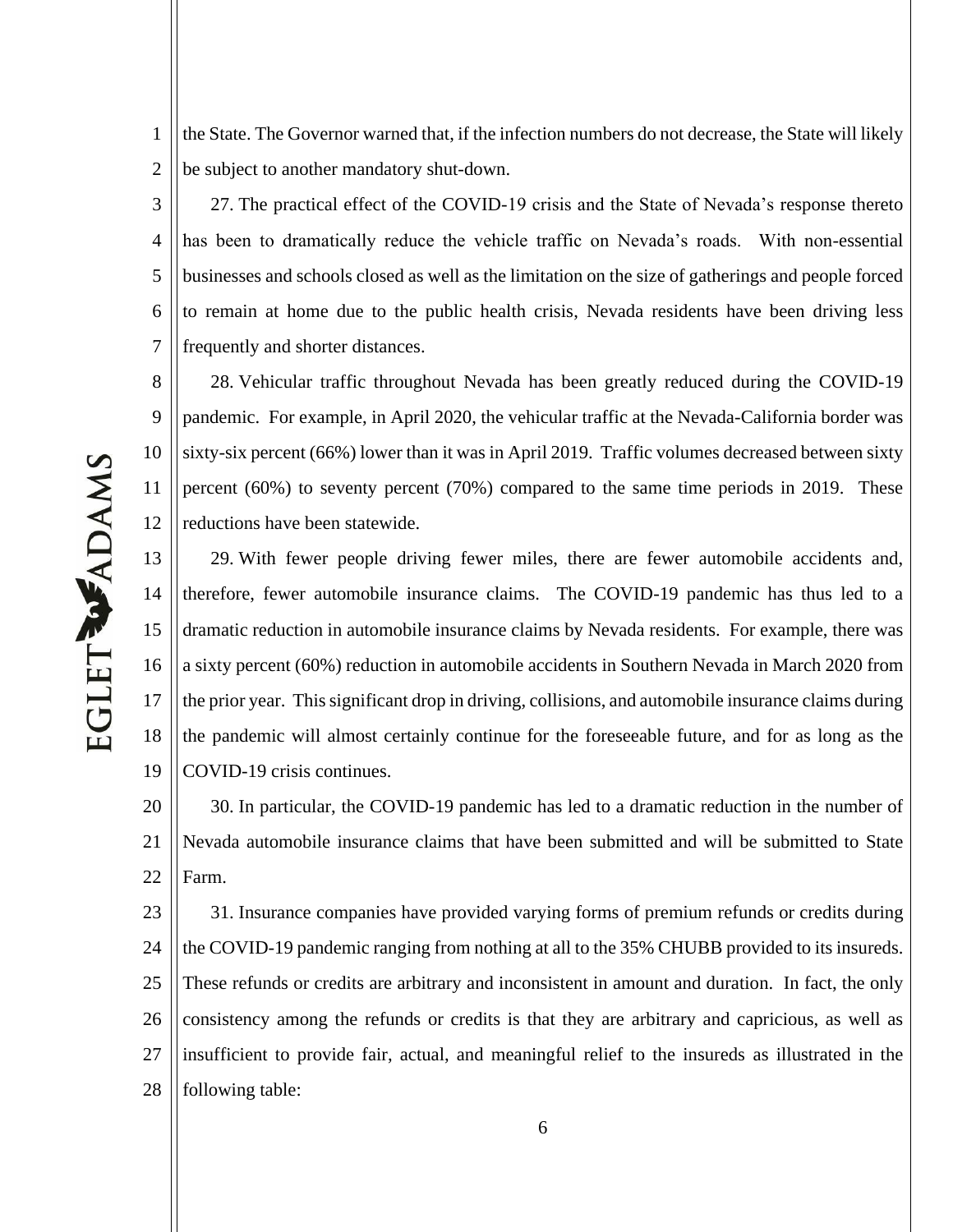the State. The Governor warned that, if the infection numbers do not decrease, the State will likely be subject to another mandatory shut-down.

27. The practical effect of the COVID-19 crisis and the State of Nevada's response thereto has been to dramatically reduce the vehicle traffic on Nevada's roads. With non-essential businesses and schools closed as well as the limitation on the size of gatherings and people forced to remain at home due to the public health crisis, Nevada residents have been driving less frequently and shorter distances.

28. Vehicular traffic throughout Nevada has been greatly reduced during the COVID-19 pandemic. For example, in April 2020, the vehicular traffic at the Nevada-California border was sixty-six percent (66%) lower than it was in April 2019. Traffic volumes decreased between sixty percent (60%) to seventy percent (70%) compared to the same time periods in 2019. These reductions have been statewide.

29. With fewer people driving fewer miles, there are fewer automobile accidents and, therefore, fewer automobile insurance claims. The COVID-19 pandemic has thus led to a dramatic reduction in automobile insurance claims by Nevada residents. For example, there was a sixty percent (60%) reduction in automobile accidents in Southern Nevada in March 2020 from the prior year. This significant drop in driving, collisions, and automobile insurance claims during the pandemic will almost certainly continue for the foreseeable future, and for as long as the COVID-19 crisis continues.

30. In particular, the COVID-19 pandemic has led to a dramatic reduction in the number of Nevada automobile insurance claims that have been submitted and will be submitted to State Farm.

31. Insurance companies have provided varying forms of premium refunds or credits during the COVID-19 pandemic ranging from nothing at all to the 35% CHUBB provided to its insureds. These refunds or credits are arbitrary and inconsistent in amount and duration. In fact, the only consistency among the refunds or credits is that they are arbitrary and capricious, as well as insufficient to provide fair, actual, and meaningful relief to the insureds as illustrated in the following table: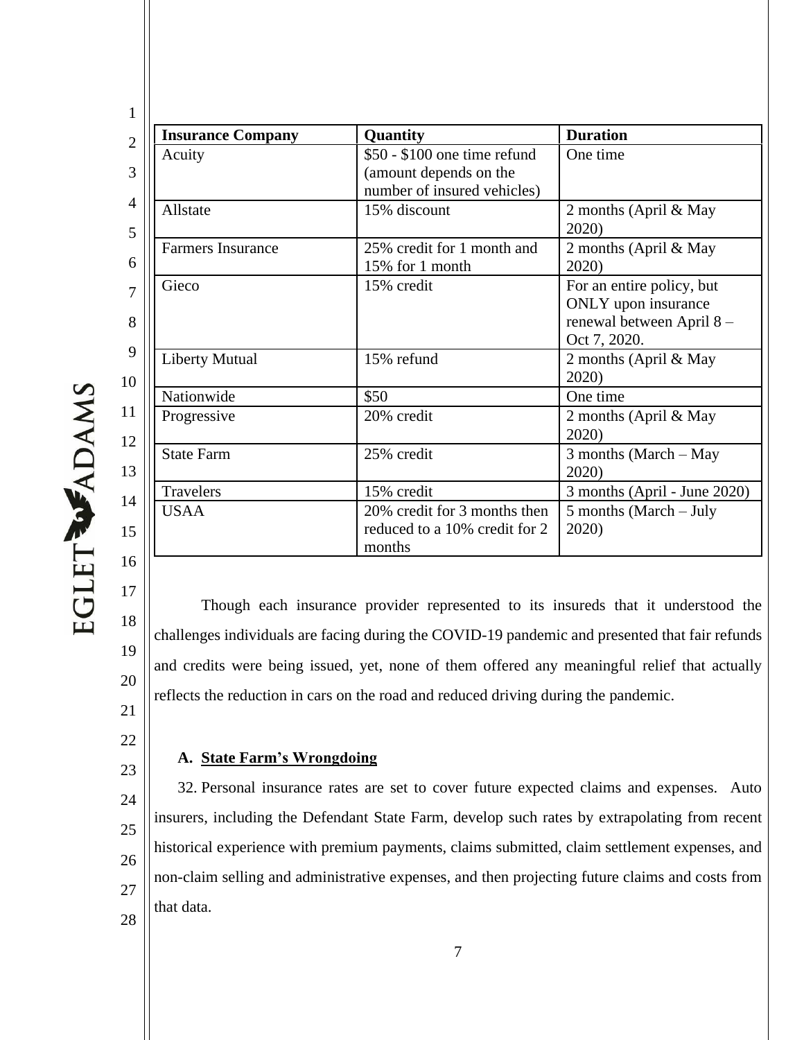| Insurance Company | Quantity | Duration |
|---|---|---|
| Acuity | $50 - $100 one time refund (amount depends on the number of insured vehicles) | One time |
| Allstate | 15% discount | 2 months (April & May 2020) |
| Farmers Insurance | 25% credit for 1 month and 15% for 1 month | 2 months (April & May 2020) |
| Gieco | 15% credit | For an entire policy, but ONLY upon insurance renewal between April 8 – Oct 7, 2020. |
| Liberty Mutual | 15% refund | 2 months (April & May 2020) |
| Nationwide | $50 | One time |
| Progressive | 20% credit | 2 months (April & May 2020) |
| State Farm | 25% credit | 3 months (March – May 2020) |
| Travelers | 15% credit | 3 months (April - June 2020) |
| USAA | 20% credit for 3 months then reduced to a 10% credit for 2 months | 5 months (March – July 2020) |

Though each insurance provider represented to its insureds that it understood the challenges individuals are facing during the COVID-19 pandemic and presented that fair refunds and credits were being issued, yet, none of them offered any meaningful relief that actually reflects the reduction in cars on the road and reduced driving during the pandemic.

**A. State Farm's Wrongdoing**

32. Personal insurance rates are set to cover future expected claims and expenses. Auto insurers, including the Defendant State Farm, develop such rates by extrapolating from recent historical experience with premium payments, claims submitted, claim settlement expenses, and non-claim selling and administrative expenses, and then projecting future claims and costs from that data.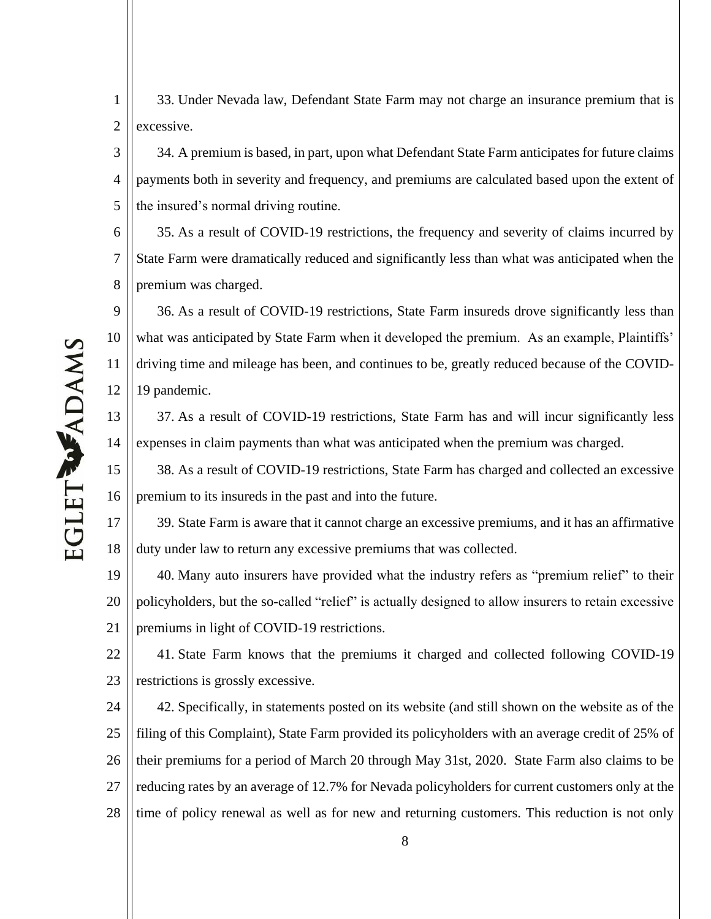33. Under Nevada law, Defendant State Farm may not charge an insurance premium that is excessive.

34. A premium is based, in part, upon what Defendant State Farm anticipates for future claims payments both in severity and frequency, and premiums are calculated based upon the extent of the insured's normal driving routine.

35. As a result of COVID-19 restrictions, the frequency and severity of claims incurred by State Farm were dramatically reduced and significantly less than what was anticipated when the premium was charged.

36. As a result of COVID-19 restrictions, State Farm insureds drove significantly less than what was anticipated by State Farm when it developed the premium. As an example, Plaintiffs' driving time and mileage has been, and continues to be, greatly reduced because of the COVID-19 pandemic.

37. As a result of COVID-19 restrictions, State Farm has and will incur significantly less expenses in claim payments than what was anticipated when the premium was charged.

38. As a result of COVID-19 restrictions, State Farm has charged and collected an excessive premium to its insureds in the past and into the future.

39. State Farm is aware that it cannot charge an excessive premiums, and it has an affirmative duty under law to return any excessive premiums that was collected.

40. Many auto insurers have provided what the industry refers as "premium relief" to their policyholders, but the so-called "relief" is actually designed to allow insurers to retain excessive premiums in light of COVID-19 restrictions.

41. State Farm knows that the premiums it charged and collected following COVID-19 restrictions is grossly excessive.

42. Specifically, in statements posted on its website (and still shown on the website as of the filing of this Complaint), State Farm provided its policyholders with an average credit of 25% of their premiums for a period of March 20 through May 31st, 2020. State Farm also claims to be reducing rates by an average of 12.7% for Nevada policyholders for current customers only at the time of policy renewal as well as for new and returning customers. This reduction is not only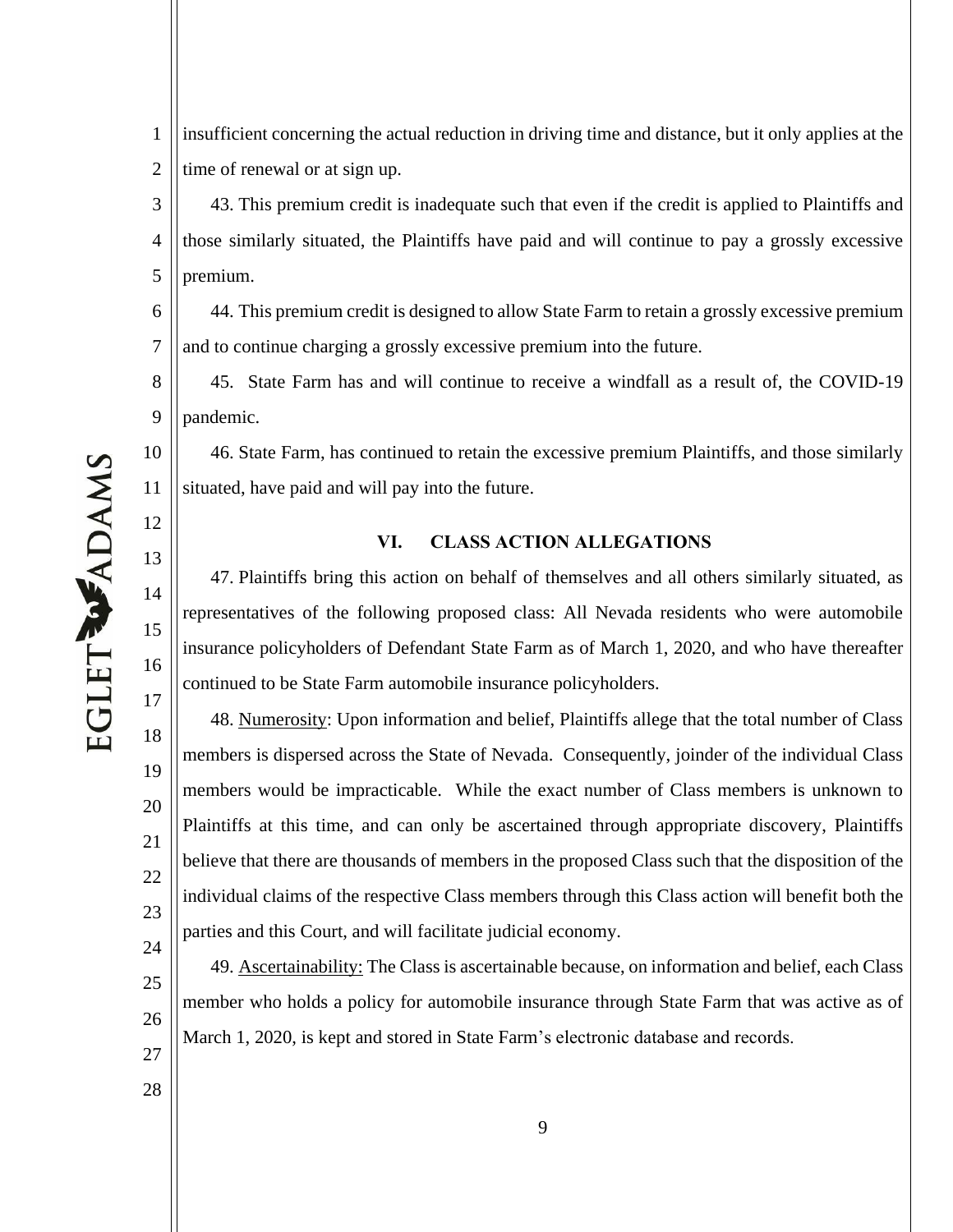insufficient concerning the actual reduction in driving time and distance, but it only applies at the time of renewal or at sign up.

43. This premium credit is inadequate such that even if the credit is applied to Plaintiffs and those similarly situated, the Plaintiffs have paid and will continue to pay a grossly excessive premium.

44. This premium credit is designed to allow State Farm to retain a grossly excessive premium and to continue charging a grossly excessive premium into the future.

45. State Farm has and will continue to receive a windfall as a result of, the COVID-19 pandemic.

46. State Farm, has continued to retain the excessive premium Plaintiffs, and those similarly situated, have paid and will pay into the future.

## VI. CLASS ACTION ALLEGATIONS

47. Plaintiffs bring this action on behalf of themselves and all others similarly situated, as representatives of the following proposed class: All Nevada residents who were automobile insurance policyholders of Defendant State Farm as of March 1, 2020, and who have thereafter continued to be State Farm automobile insurance policyholders.

48. Numerosity: Upon information and belief, Plaintiffs allege that the total number of Class members is dispersed across the State of Nevada. Consequently, joinder of the individual Class members would be impracticable. While the exact number of Class members is unknown to Plaintiffs at this time, and can only be ascertained through appropriate discovery, Plaintiffs believe that there are thousands of members in the proposed Class such that the disposition of the individual claims of the respective Class members through this Class action will benefit both the parties and this Court, and will facilitate judicial economy.

49. Ascertainability: The Class is ascertainable because, on information and belief, each Class member who holds a policy for automobile insurance through State Farm that was active as of March 1, 2020, is kept and stored in State Farm's electronic database and records.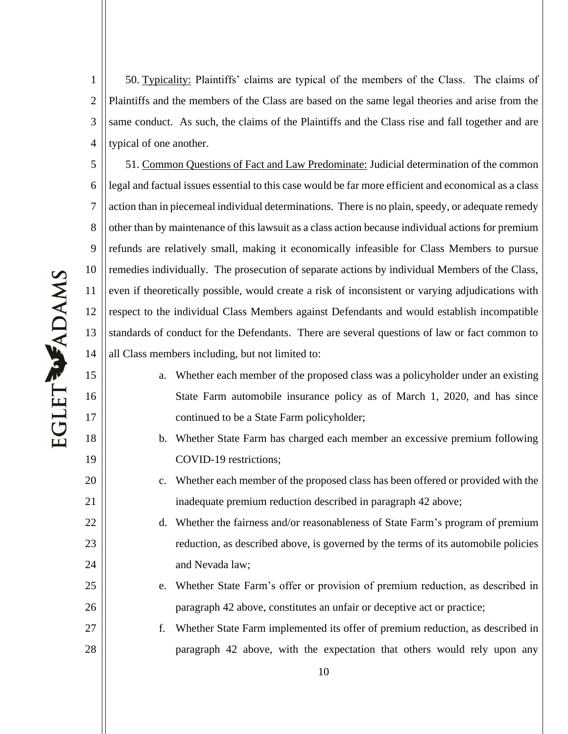50. <u>Typicality:</u> Plaintiffs' claims are typical of the members of the Class. The claims of Plaintiffs and the members of the Class are based on the same legal theories and arise from the same conduct. As such, the claims of the Plaintiffs and the Class rise and fall together and are typical of one another.

51. <u>Common Questions of Fact and Law Predominate:</u> Judicial determination of the common legal and factual issues essential to this case would be far more efficient and economical as a class action than in piecemeal individual determinations. There is no plain, speedy, or adequate remedy other than by maintenance of this lawsuit as a class action because individual actions for premium refunds are relatively small, making it economically infeasible for Class Members to pursue remedies individually. The prosecution of separate actions by individual Members of the Class, even if theoretically possible, would create a risk of inconsistent or varying adjudications with respect to the individual Class Members against Defendants and would establish incompatible standards of conduct for the Defendants. There are several questions of law or fact common to all Class members including, but not limited to:

a. Whether each member of the proposed class was a policyholder under an existing State Farm automobile insurance policy as of March 1, 2020, and has since continued to be a State Farm policyholder;

b. Whether State Farm has charged each member an excessive premium following COVID-19 restrictions;

c. Whether each member of the proposed class has been offered or provided with the inadequate premium reduction described in paragraph 42 above;

d. Whether the fairness and/or reasonableness of State Farm's program of premium reduction, as described above, is governed by the terms of its automobile policies and Nevada law;

e. Whether State Farm's offer or provision of premium reduction, as described in paragraph 42 above, constitutes an unfair or deceptive act or practice;

f. Whether State Farm implemented its offer of premium reduction, as described in paragraph 42 above, with the expectation that others would rely upon any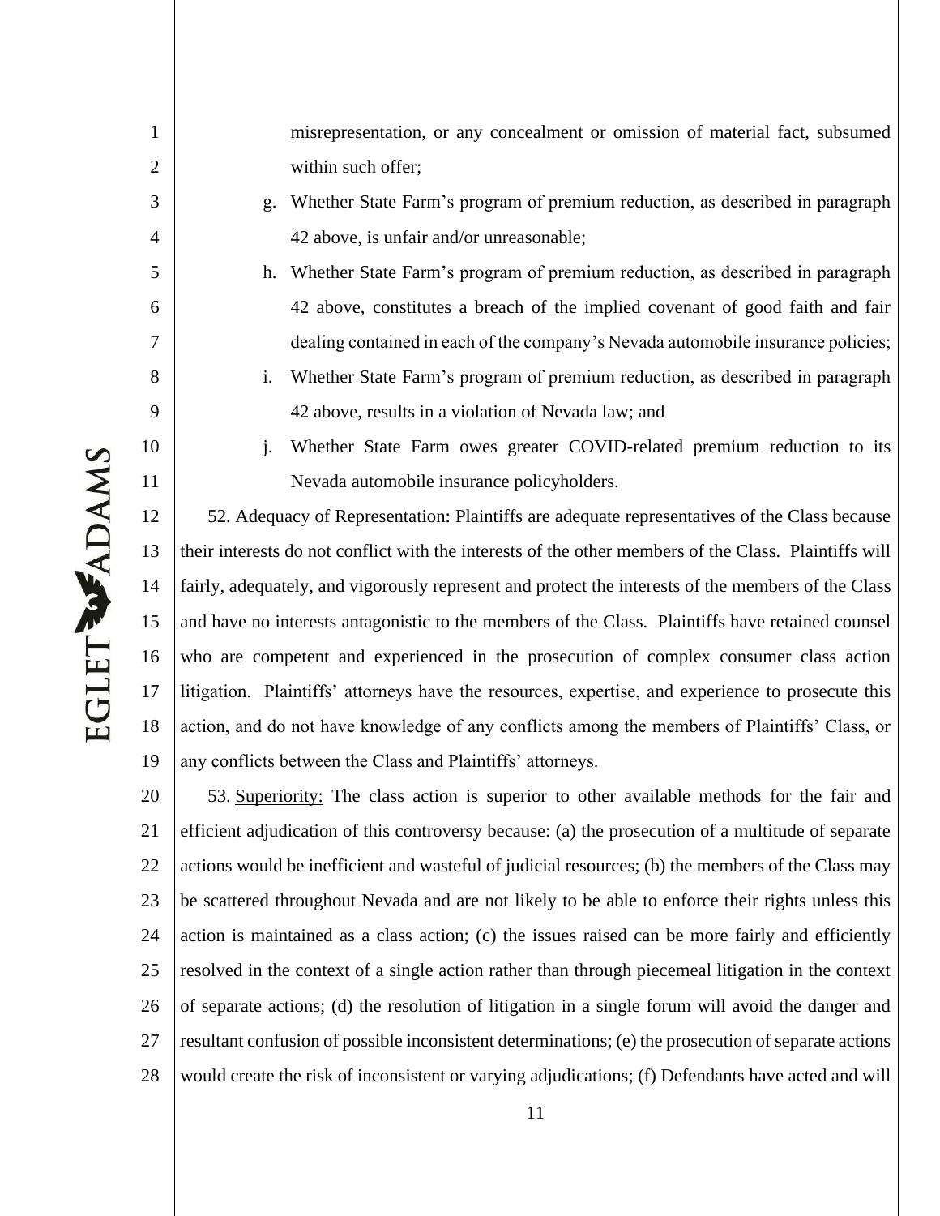misrepresentation, or any concealment or omission of material fact, subsumed within such offer;

g. Whether State Farm's program of premium reduction, as described in paragraph 42 above, is unfair and/or unreasonable;

h. Whether State Farm's program of premium reduction, as described in paragraph 42 above, constitutes a breach of the implied covenant of good faith and fair dealing contained in each of the company's Nevada automobile insurance policies;

i. Whether State Farm's program of premium reduction, as described in paragraph 42 above, results in a violation of Nevada law; and

j. Whether State Farm owes greater COVID-related premium reduction to its Nevada automobile insurance policyholders.

52. Adequacy of Representation: Plaintiffs are adequate representatives of the Class because their interests do not conflict with the interests of the other members of the Class. Plaintiffs will fairly, adequately, and vigorously represent and protect the interests of the members of the Class and have no interests antagonistic to the members of the Class. Plaintiffs have retained counsel who are competent and experienced in the prosecution of complex consumer class action litigation. Plaintiffs' attorneys have the resources, expertise, and experience to prosecute this action, and do not have knowledge of any conflicts among the members of Plaintiffs' Class, or any conflicts between the Class and Plaintiffs' attorneys.

53. Superiority: The class action is superior to other available methods for the fair and efficient adjudication of this controversy because: (a) the prosecution of a multitude of separate actions would be inefficient and wasteful of judicial resources; (b) the members of the Class may be scattered throughout Nevada and are not likely to be able to enforce their rights unless this action is maintained as a class action; (c) the issues raised can be more fairly and efficiently resolved in the context of a single action rather than through piecemeal litigation in the context of separate actions; (d) the resolution of litigation in a single forum will avoid the danger and resultant confusion of possible inconsistent determinations; (e) the prosecution of separate actions would create the risk of inconsistent or varying adjudications; (f) Defendants have acted and will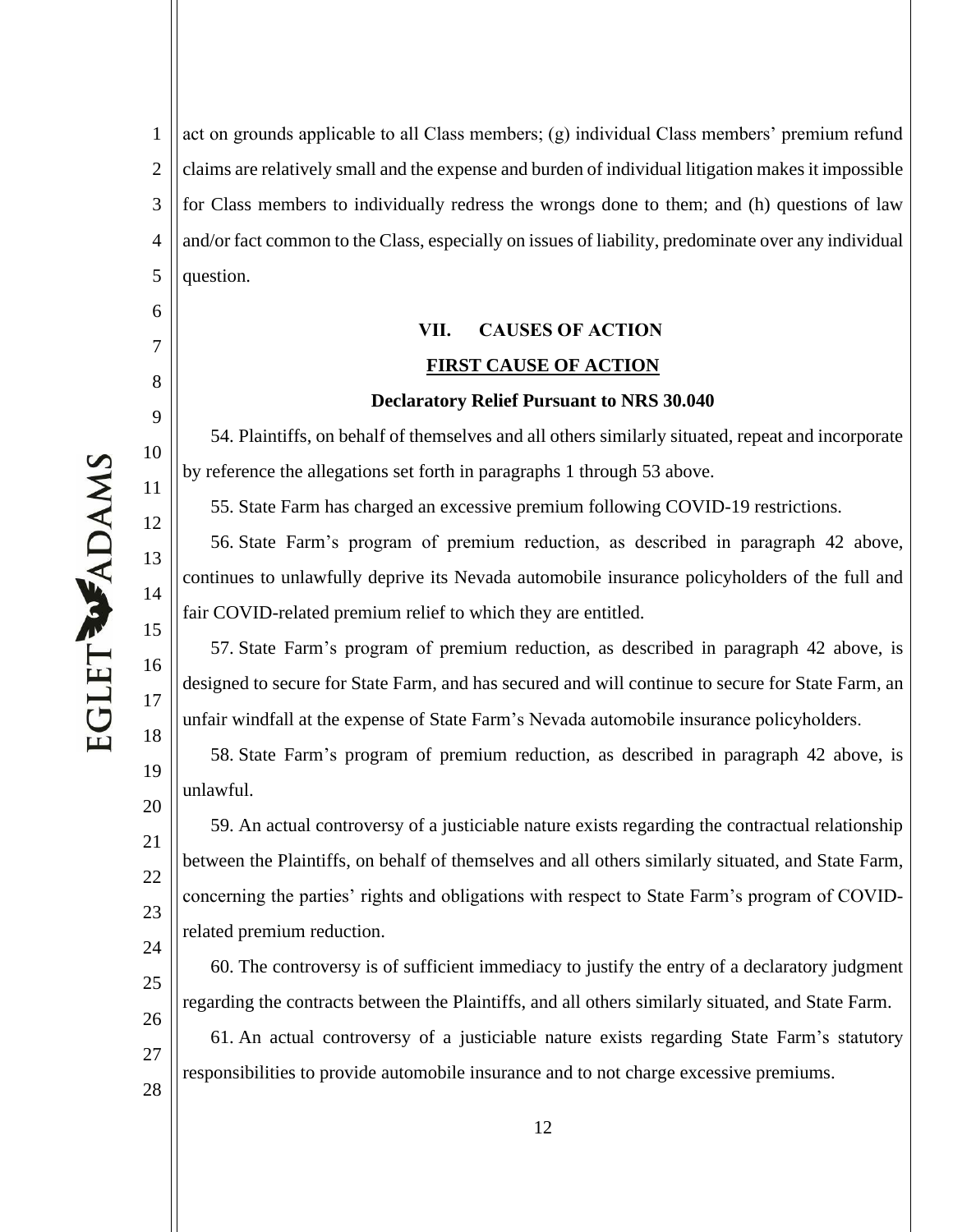act on grounds applicable to all Class members; (g) individual Class members' premium refund claims are relatively small and the expense and burden of individual litigation makes it impossible for Class members to individually redress the wrongs done to them; and (h) questions of law and/or fact common to the Class, especially on issues of liability, predominate over any individual question.

## VII. CAUSES OF ACTION

### FIRST CAUSE OF ACTION

**Declaratory Relief Pursuant to NRS 30.040**

54. Plaintiffs, on behalf of themselves and all others similarly situated, repeat and incorporate by reference the allegations set forth in paragraphs 1 through 53 above.

55. State Farm has charged an excessive premium following COVID-19 restrictions.

56. State Farm's program of premium reduction, as described in paragraph 42 above, continues to unlawfully deprive its Nevada automobile insurance policyholders of the full and fair COVID-related premium relief to which they are entitled.

57. State Farm's program of premium reduction, as described in paragraph 42 above, is designed to secure for State Farm, and has secured and will continue to secure for State Farm, an unfair windfall at the expense of State Farm's Nevada automobile insurance policyholders.

58. State Farm's program of premium reduction, as described in paragraph 42 above, is unlawful.

59. An actual controversy of a justiciable nature exists regarding the contractual relationship between the Plaintiffs, on behalf of themselves and all others similarly situated, and State Farm, concerning the parties' rights and obligations with respect to State Farm's program of COVID-related premium reduction.

60. The controversy is of sufficient immediacy to justify the entry of a declaratory judgment regarding the contracts between the Plaintiffs, and all others similarly situated, and State Farm.

61. An actual controversy of a justiciable nature exists regarding State Farm's statutory responsibilities to provide automobile insurance and to not charge excessive premiums.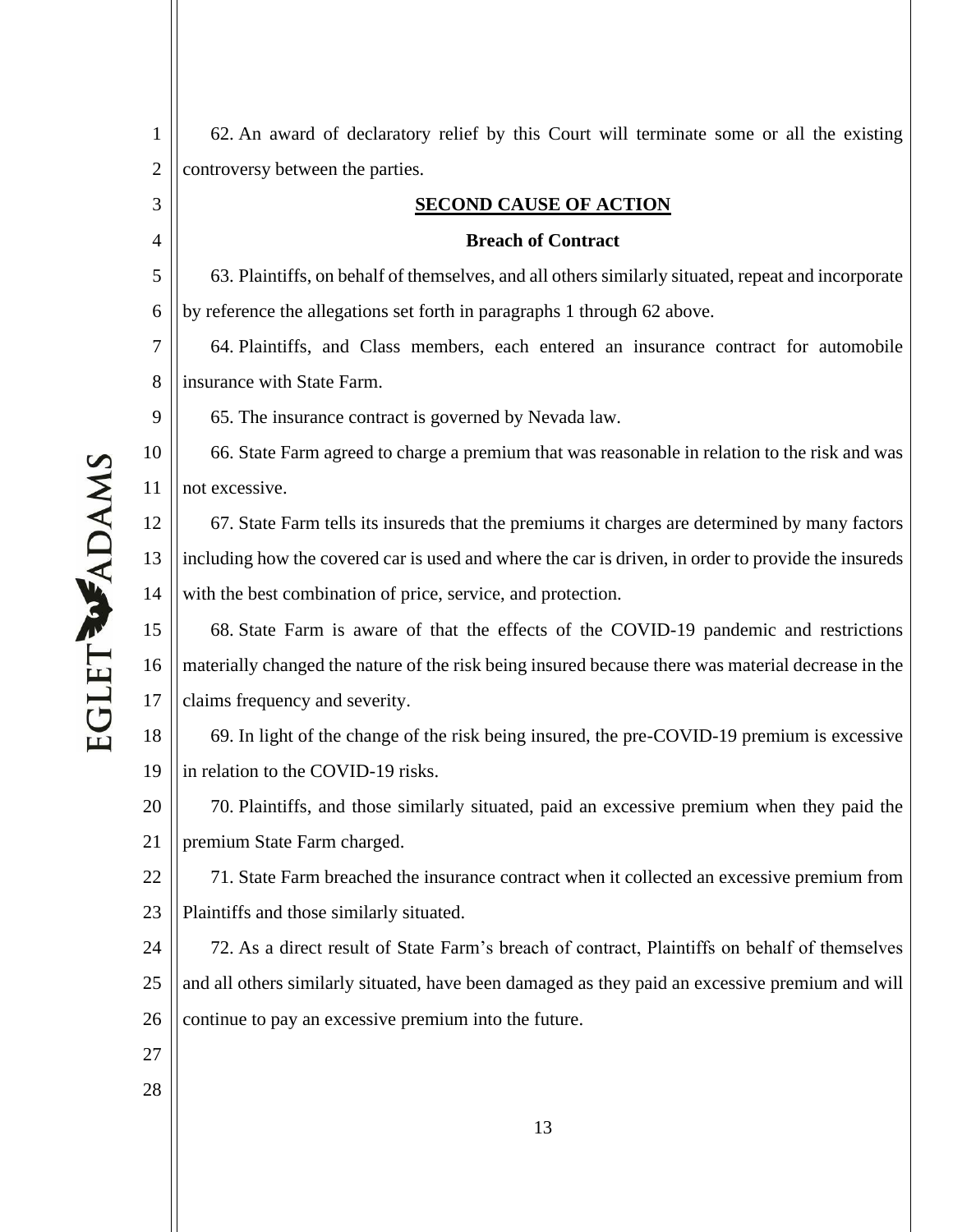62. An award of declaratory relief by this Court will terminate some or all the existing controversy between the parties.

**SECOND CAUSE OF ACTION**

**Breach of Contract**

63. Plaintiffs, on behalf of themselves, and all others similarly situated, repeat and incorporate by reference the allegations set forth in paragraphs 1 through 62 above.

64. Plaintiffs, and Class members, each entered an insurance contract for automobile insurance with State Farm.

65. The insurance contract is governed by Nevada law.

66. State Farm agreed to charge a premium that was reasonable in relation to the risk and was not excessive.

67. State Farm tells its insureds that the premiums it charges are determined by many factors including how the covered car is used and where the car is driven, in order to provide the insureds with the best combination of price, service, and protection.

68. State Farm is aware of that the effects of the COVID-19 pandemic and restrictions materially changed the nature of the risk being insured because there was material decrease in the claims frequency and severity.

69. In light of the change of the risk being insured, the pre-COVID-19 premium is excessive in relation to the COVID-19 risks.

70. Plaintiffs, and those similarly situated, paid an excessive premium when they paid the premium State Farm charged.

71. State Farm breached the insurance contract when it collected an excessive premium from Plaintiffs and those similarly situated.

72. As a direct result of State Farm's breach of contract, Plaintiffs on behalf of themselves and all others similarly situated, have been damaged as they paid an excessive premium and will continue to pay an excessive premium into the future.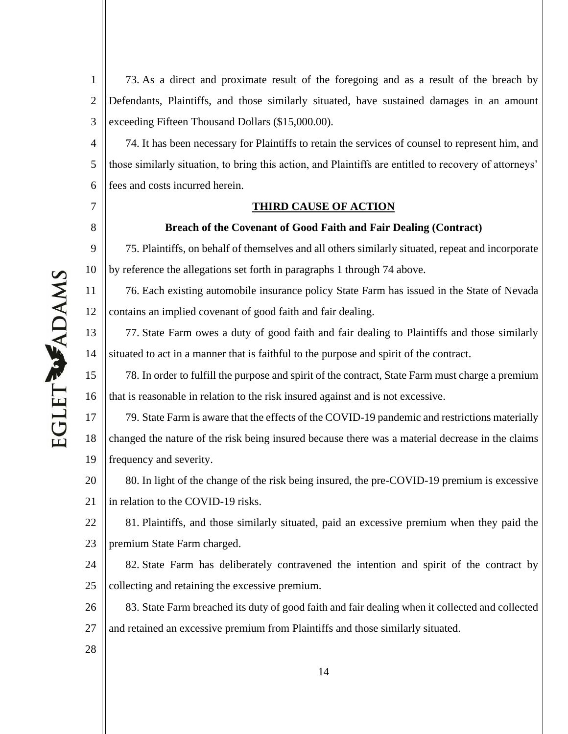73. As a direct and proximate result of the foregoing and as a result of the breach by Defendants, Plaintiffs, and those similarly situated, have sustained damages in an amount exceeding Fifteen Thousand Dollars ($15,000.00).

74. It has been necessary for Plaintiffs to retain the services of counsel to represent him, and those similarly situation, to bring this action, and Plaintiffs are entitled to recovery of attorneys' fees and costs incurred herein.

## THIRD CAUSE OF ACTION

### Breach of the Covenant of Good Faith and Fair Dealing (Contract)

75. Plaintiffs, on behalf of themselves and all others similarly situated, repeat and incorporate by reference the allegations set forth in paragraphs 1 through 74 above.

76. Each existing automobile insurance policy State Farm has issued in the State of Nevada contains an implied covenant of good faith and fair dealing.

77. State Farm owes a duty of good faith and fair dealing to Plaintiffs and those similarly situated to act in a manner that is faithful to the purpose and spirit of the contract.

78. In order to fulfill the purpose and spirit of the contract, State Farm must charge a premium that is reasonable in relation to the risk insured against and is not excessive.

79. State Farm is aware that the effects of the COVID-19 pandemic and restrictions materially changed the nature of the risk being insured because there was a material decrease in the claims frequency and severity.

80. In light of the change of the risk being insured, the pre-COVID-19 premium is excessive in relation to the COVID-19 risks.

81. Plaintiffs, and those similarly situated, paid an excessive premium when they paid the premium State Farm charged.

82. State Farm has deliberately contravened the intention and spirit of the contract by collecting and retaining the excessive premium.

83. State Farm breached its duty of good faith and fair dealing when it collected and collected and retained an excessive premium from Plaintiffs and those similarly situated.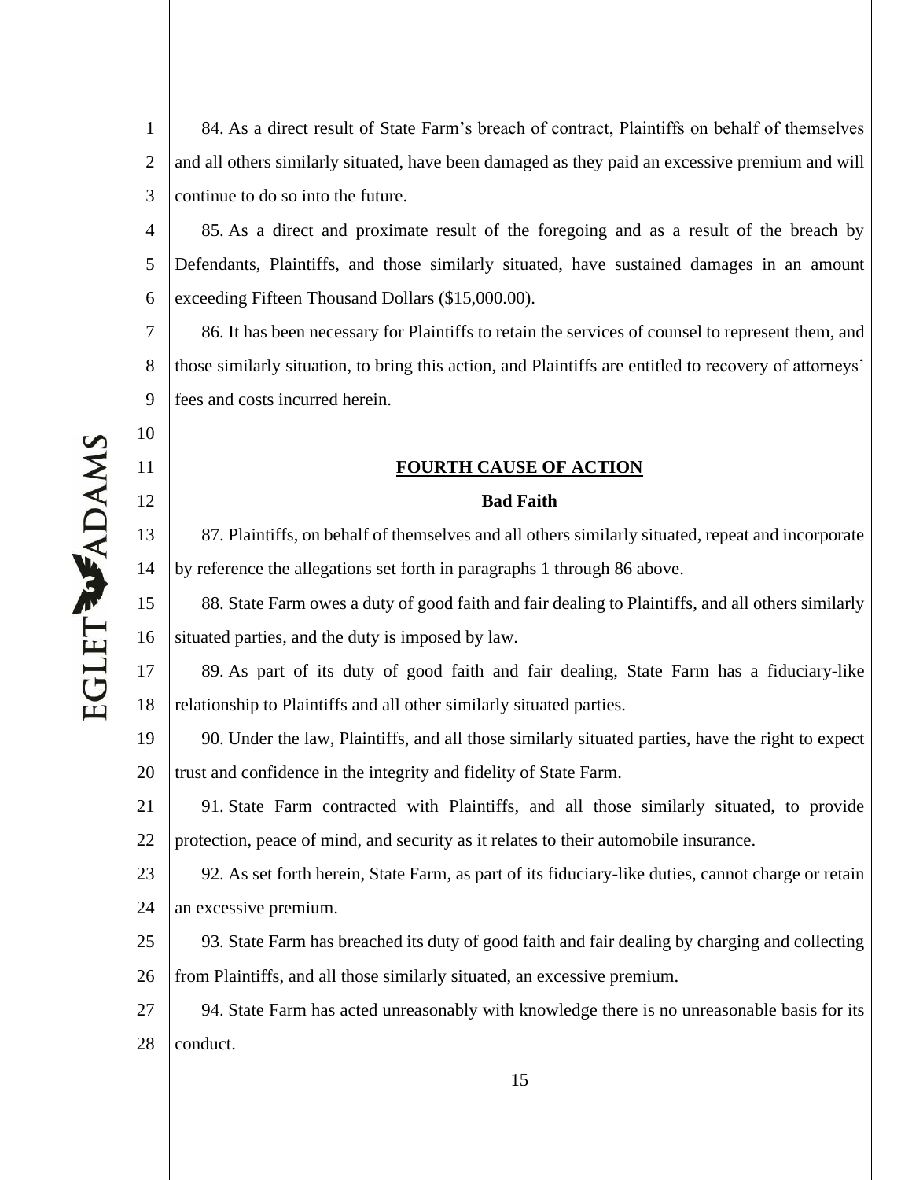84. As a direct result of State Farm's breach of contract, Plaintiffs on behalf of themselves and all others similarly situated, have been damaged as they paid an excessive premium and will continue to do so into the future.

85. As a direct and proximate result of the foregoing and as a result of the breach by Defendants, Plaintiffs, and those similarly situated, have sustained damages in an amount exceeding Fifteen Thousand Dollars ($15,000.00).

86. It has been necessary for Plaintiffs to retain the services of counsel to represent them, and those similarly situation, to bring this action, and Plaintiffs are entitled to recovery of attorneys' fees and costs incurred herein.

**FOURTH CAUSE OF ACTION**

**Bad Faith**

87. Plaintiffs, on behalf of themselves and all others similarly situated, repeat and incorporate by reference the allegations set forth in paragraphs 1 through 86 above.

88. State Farm owes a duty of good faith and fair dealing to Plaintiffs, and all others similarly situated parties, and the duty is imposed by law.

89. As part of its duty of good faith and fair dealing, State Farm has a fiduciary-like relationship to Plaintiffs and all other similarly situated parties.

90. Under the law, Plaintiffs, and all those similarly situated parties, have the right to expect trust and confidence in the integrity and fidelity of State Farm.

91. State Farm contracted with Plaintiffs, and all those similarly situated, to provide protection, peace of mind, and security as it relates to their automobile insurance.

92. As set forth herein, State Farm, as part of its fiduciary-like duties, cannot charge or retain an excessive premium.

93. State Farm has breached its duty of good faith and fair dealing by charging and collecting from Plaintiffs, and all those similarly situated, an excessive premium.

94. State Farm has acted unreasonably with knowledge there is no unreasonable basis for its conduct.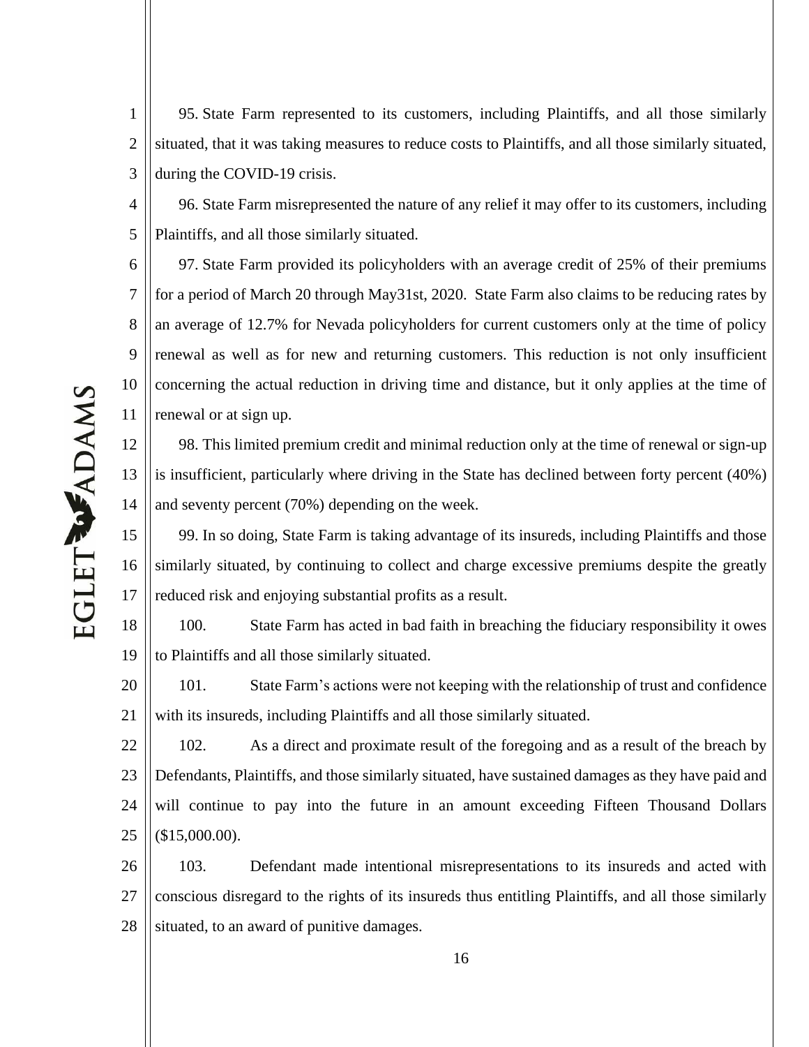95. State Farm represented to its customers, including Plaintiffs, and all those similarly situated, that it was taking measures to reduce costs to Plaintiffs, and all those similarly situated, during the COVID-19 crisis.

96. State Farm misrepresented the nature of any relief it may offer to its customers, including Plaintiffs, and all those similarly situated.

97. State Farm provided its policyholders with an average credit of 25% of their premiums for a period of March 20 through May31st, 2020. State Farm also claims to be reducing rates by an average of 12.7% for Nevada policyholders for current customers only at the time of policy renewal as well as for new and returning customers. This reduction is not only insufficient concerning the actual reduction in driving time and distance, but it only applies at the time of renewal or at sign up.

98. This limited premium credit and minimal reduction only at the time of renewal or sign-up is insufficient, particularly where driving in the State has declined between forty percent (40%) and seventy percent (70%) depending on the week.

99. In so doing, State Farm is taking advantage of its insureds, including Plaintiffs and those similarly situated, by continuing to collect and charge excessive premiums despite the greatly reduced risk and enjoying substantial profits as a result.

100. State Farm has acted in bad faith in breaching the fiduciary responsibility it owes to Plaintiffs and all those similarly situated.

101. State Farm's actions were not keeping with the relationship of trust and confidence with its insureds, including Plaintiffs and all those similarly situated.

102. As a direct and proximate result of the foregoing and as a result of the breach by Defendants, Plaintiffs, and those similarly situated, have sustained damages as they have paid and will continue to pay into the future in an amount exceeding Fifteen Thousand Dollars ($15,000.00).

103. Defendant made intentional misrepresentations to its insureds and acted with conscious disregard to the rights of its insureds thus entitling Plaintiffs, and all those similarly situated, to an award of punitive damages.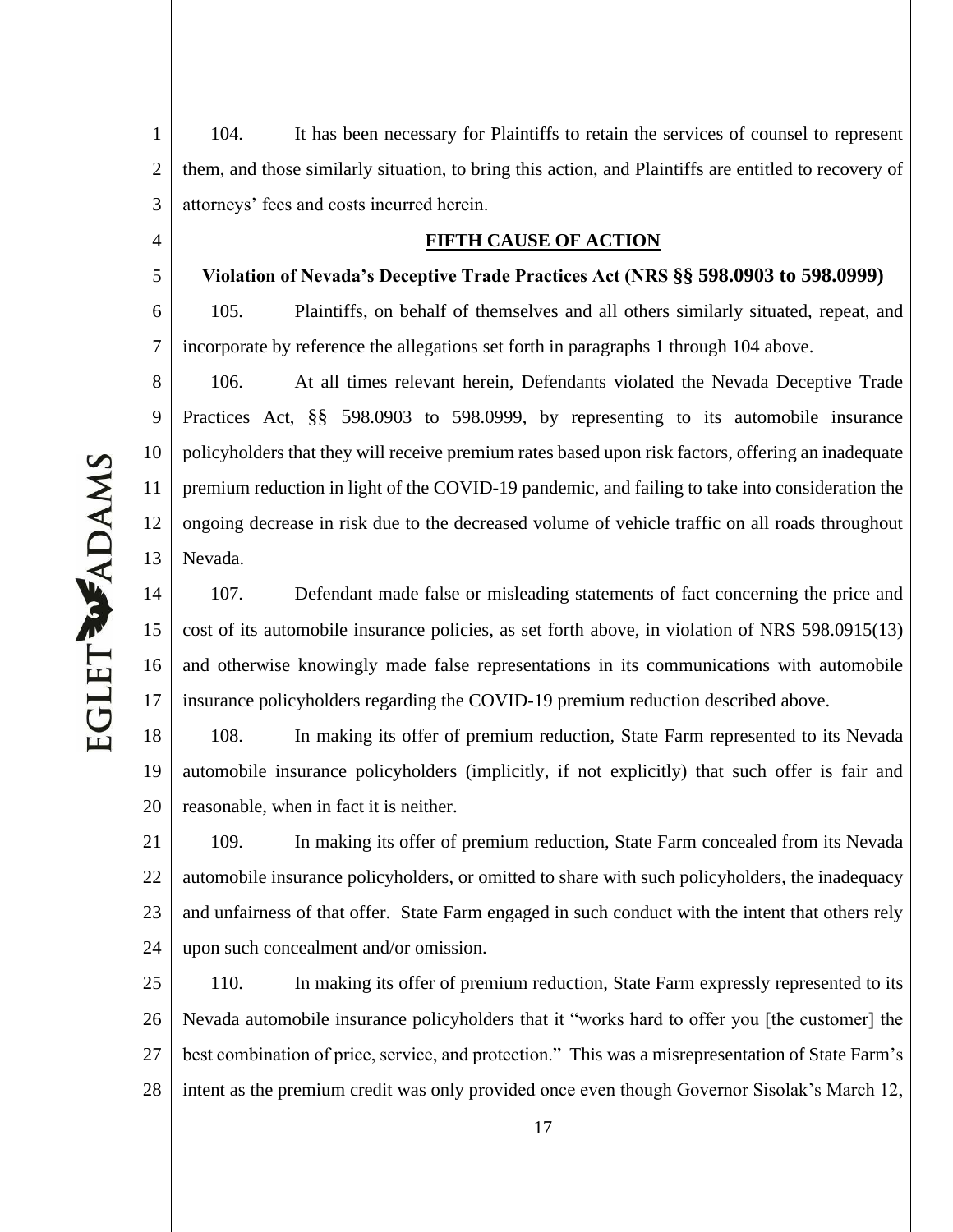104. It has been necessary for Plaintiffs to retain the services of counsel to represent them, and those similarly situation, to bring this action, and Plaintiffs are entitled to recovery of attorneys' fees and costs incurred herein.

**FIFTH CAUSE OF ACTION**

**Violation of Nevada's Deceptive Trade Practices Act (NRS §§ 598.0903 to 598.0999)**

105. Plaintiffs, on behalf of themselves and all others similarly situated, repeat, and incorporate by reference the allegations set forth in paragraphs 1 through 104 above.

106. At all times relevant herein, Defendants violated the Nevada Deceptive Trade Practices Act, §§ 598.0903 to 598.0999, by representing to its automobile insurance policyholders that they will receive premium rates based upon risk factors, offering an inadequate premium reduction in light of the COVID-19 pandemic, and failing to take into consideration the ongoing decrease in risk due to the decreased volume of vehicle traffic on all roads throughout Nevada.

107. Defendant made false or misleading statements of fact concerning the price and cost of its automobile insurance policies, as set forth above, in violation of NRS 598.0915(13) and otherwise knowingly made false representations in its communications with automobile insurance policyholders regarding the COVID-19 premium reduction described above.

108. In making its offer of premium reduction, State Farm represented to its Nevada automobile insurance policyholders (implicitly, if not explicitly) that such offer is fair and reasonable, when in fact it is neither.

109. In making its offer of premium reduction, State Farm concealed from its Nevada automobile insurance policyholders, or omitted to share with such policyholders, the inadequacy and unfairness of that offer. State Farm engaged in such conduct with the intent that others rely upon such concealment and/or omission.

110. In making its offer of premium reduction, State Farm expressly represented to its Nevada automobile insurance policyholders that it "works hard to offer you [the customer] the best combination of price, service, and protection." This was a misrepresentation of State Farm's intent as the premium credit was only provided once even though Governor Sisolak's March 12,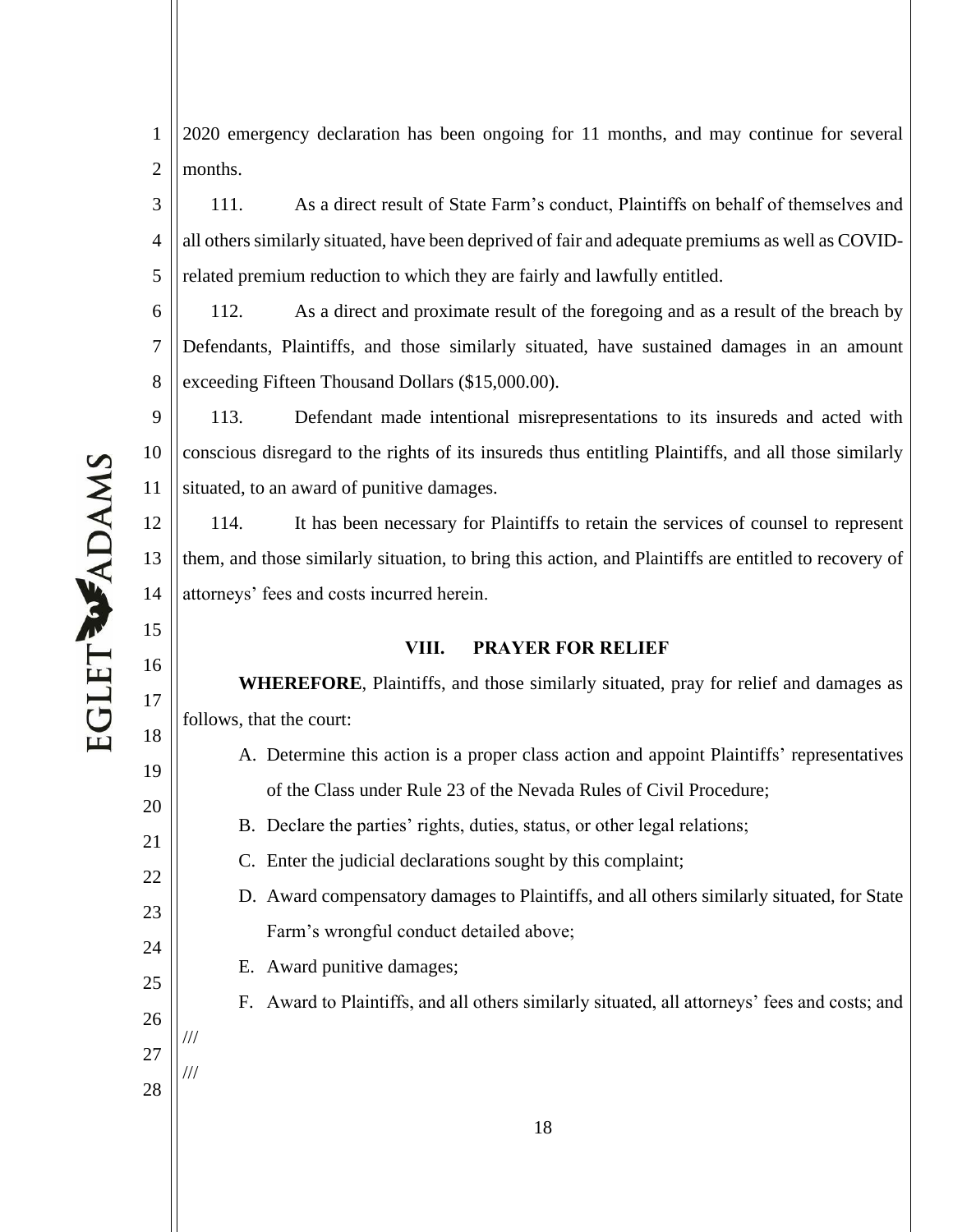2020 emergency declaration has been ongoing for 11 months, and may continue for several months.

111. As a direct result of State Farm's conduct, Plaintiffs on behalf of themselves and all others similarly situated, have been deprived of fair and adequate premiums as well as COVID-related premium reduction to which they are fairly and lawfully entitled.

112. As a direct and proximate result of the foregoing and as a result of the breach by Defendants, Plaintiffs, and those similarly situated, have sustained damages in an amount exceeding Fifteen Thousand Dollars ($15,000.00).

113. Defendant made intentional misrepresentations to its insureds and acted with conscious disregard to the rights of its insureds thus entitling Plaintiffs, and all those similarly situated, to an award of punitive damages.

114. It has been necessary for Plaintiffs to retain the services of counsel to represent them, and those similarly situation, to bring this action, and Plaintiffs are entitled to recovery of attorneys' fees and costs incurred herein.

## VIII. PRAYER FOR RELIEF

**WHEREFORE**, Plaintiffs, and those similarly situated, pray for relief and damages as follows, that the court:

A. Determine this action is a proper class action and appoint Plaintiffs' representatives of the Class under Rule 23 of the Nevada Rules of Civil Procedure;

B. Declare the parties' rights, duties, status, or other legal relations;

C. Enter the judicial declarations sought by this complaint;

D. Award compensatory damages to Plaintiffs, and all others similarly situated, for State Farm's wrongful conduct detailed above;

E. Award punitive damages;

F. Award to Plaintiffs, and all others similarly situated, all attorneys' fees and costs; and

///

///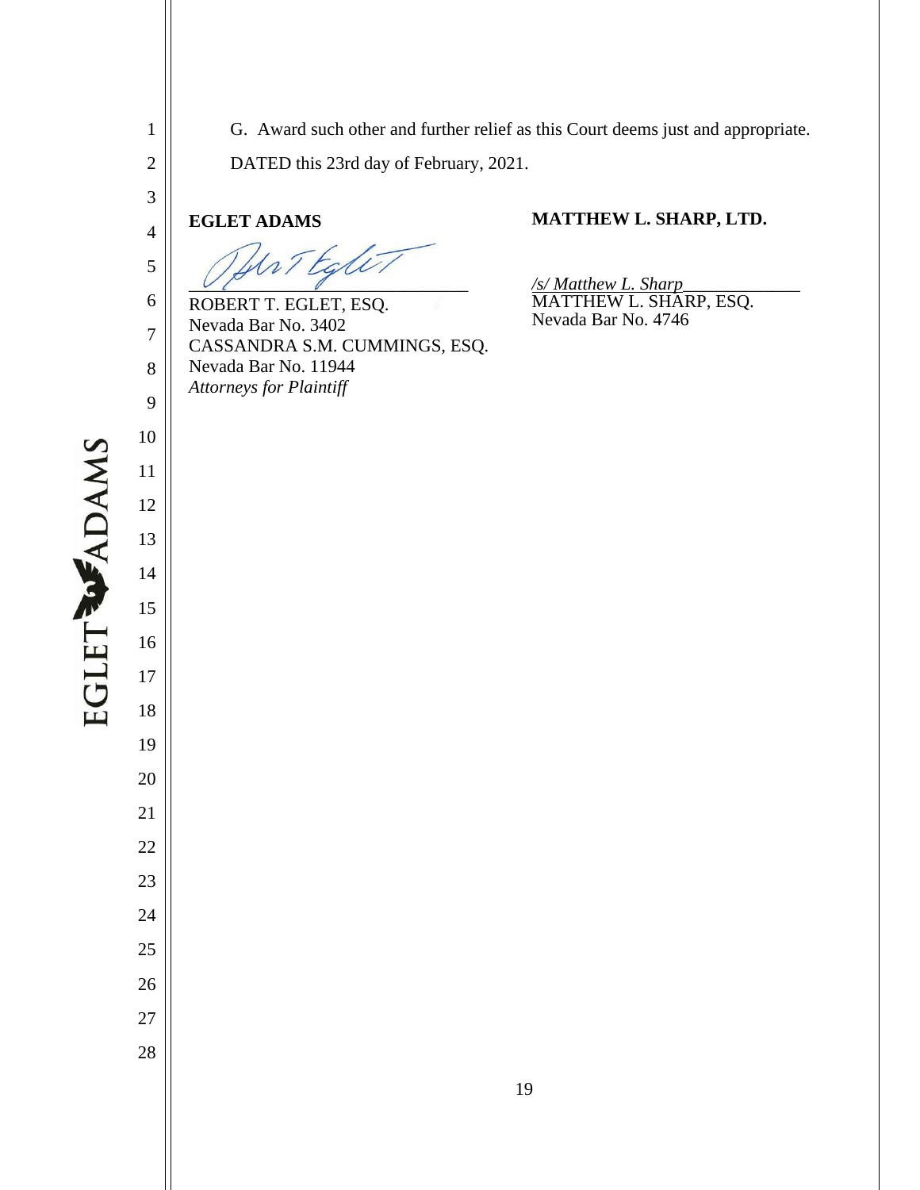G. Award such other and further relief as this Court deems just and appropriate.

DATED this 23rd day of February, 2021.

**EGLET ADAMS**

_______________________________
ROBERT T. EGLET, ESQ.
Nevada Bar No. 3402
CASSANDRA S.M. CUMMINGS, ESQ.
Nevada Bar No. 11944
*Attorneys for Plaintiff*

**MATTHEW L. SHARP, LTD.**

*/s/ Matthew L. Sharp*
MATTHEW L. SHARP, ESQ.
Nevada Bar No. 4746